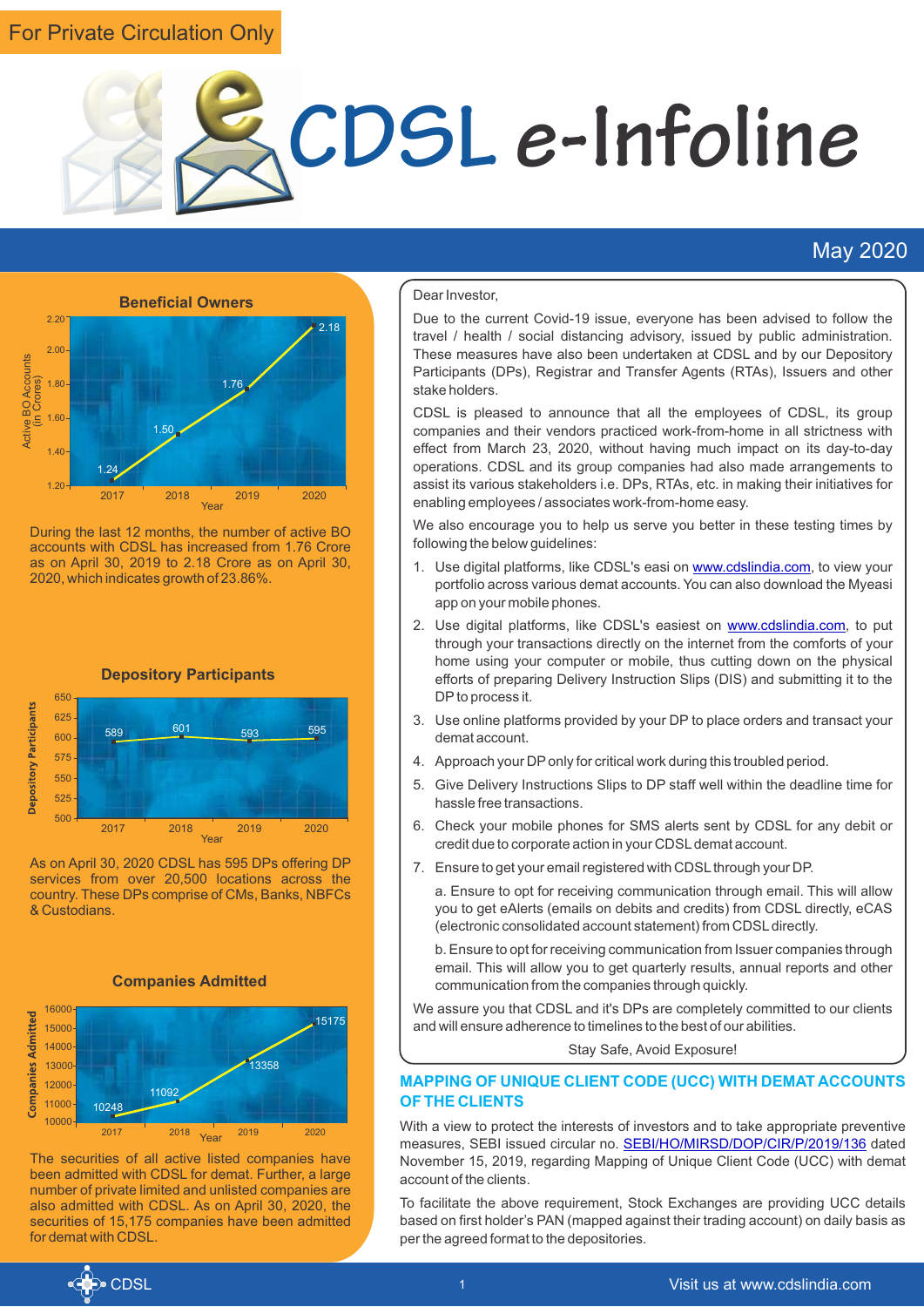For Private Circulation Only

# CDSL e-Infoline

May 2020

### Beneficial Owners

| Year | Active BO Accounts (in Crores) |
|---|---|
| 2017 | 1.24 |
| 2018 | 1.50 |
| 2019 | 1.76 |
| 2020 | 2.18 |

During the last 12 months, the number of active BO accounts with CDSL has increased from 1.76 Crore as on April 30, 2019 to 2.18 Crore as on April 30, 2020, which indicates growth of 23.86%.

### Depository Participants

| Year | Depository Participants |
|---|---|
| 2017 | 589 |
| 2018 | 601 |
| 2019 | 593 |
| 2020 | 595 |

As on April 30, 2020 CDSL has 595 DPs offering DP services from over 20,500 locations across the country. These DPs comprise of CMs, Banks, NBFCs & Custodians.

### Companies Admitted

| Year | Companies Admitted |
|---|---|
| 2017 | 10248 |
| 2018 | 11092 |
| 2019 | 13358 |
| 2020 | 15175 |

The securities of all active listed companies have been admitted with CDSL for demat. Further, a large number of private limited and unlisted companies are also admitted with CDSL. As on April 30, 2020, the securities of 15,175 companies have been admitted for demat with CDSL.

Dear Investor,

Due to the current Covid-19 issue, everyone has been advised to follow the travel / health / social distancing advisory, issued by public administration. These measures have also been undertaken at CDSL and by our Depository Participants (DPs), Registrar and Transfer Agents (RTAs), Issuers and other stake holders.

CDSL is pleased to announce that all the employees of CDSL, its group companies and their vendors practiced work-from-home in all strictness with effect from March 23, 2020, without having much impact on its day-to-day operations. CDSL and its group companies had also made arrangements to assist its various stakeholders i.e. DPs, RTAs, etc. in making their initiatives for enabling employees / associates work-from-home easy.

We also encourage you to help us serve you better in these testing times by following the below guidelines:

1. Use digital platforms, like CDSL's easi on www.cdslindia.com, to view your portfolio across various demat accounts. You can also download the Myeasi app on your mobile phones.
2. Use digital platforms, like CDSL's easiest on www.cdslindia.com, to put through your transactions directly on the internet from the comforts of your home using your computer or mobile, thus cutting down on the physical efforts of preparing Delivery Instruction Slips (DIS) and submitting it to the DP to process it.
3. Use online platforms provided by your DP to place orders and transact your demat account.
4. Approach your DP only for critical work during this troubled period.
5. Give Delivery Instructions Slips to DP staff well within the deadline time for hassle free transactions.
6. Check your mobile phones for SMS alerts sent by CDSL for any debit or credit due to corporate action in your CDSL demat account.
7. Ensure to get your email registered with CDSL through your DP.

   a. Ensure to opt for receiving communication through email. This will allow you to get eAlerts (emails on debits and credits) from CDSL directly, eCAS (electronic consolidated account statement) from CDSL directly.

   b. Ensure to opt for receiving communication from Issuer companies through email. This will allow you to get quarterly results, annual reports and other communication from the companies through quickly.

We assure you that CDSL and it's DPs are completely committed to our clients and will ensure adherence to timelines to the best of our abilities.

Stay Safe, Avoid Exposure!

## MAPPING OF UNIQUE CLIENT CODE (UCC) WITH DEMAT ACCOUNTS OF THE CLIENTS

With a view to protect the interests of investors and to take appropriate preventive measures, SEBI issued circular no. SEBI/HO/MIRSD/DOP/CIR/P/2019/136 dated November 15, 2019, regarding Mapping of Unique Client Code (UCC) with demat account of the clients.

To facilitate the above requirement, Stock Exchanges are providing UCC details based on first holder's PAN (mapped against their trading account) on daily basis as per the agreed format to the depositories.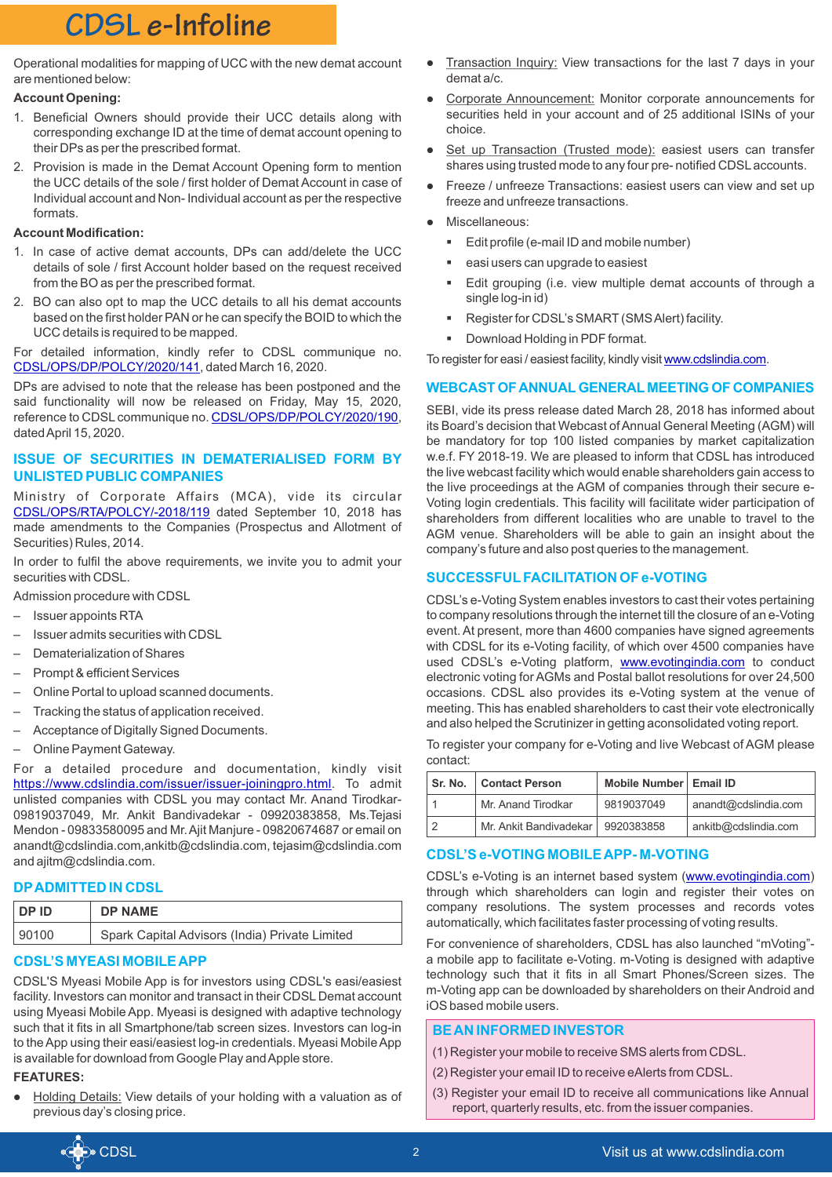Operational modalities for mapping of UCC with the new demat account are mentioned below:

**Account Opening:**

1. Beneficial Owners should provide their UCC details along with corresponding exchange ID at the time of demat account opening to their DPs as per the prescribed format.
2. Provision is made in the Demat Account Opening form to mention the UCC details of the sole / first holder of Demat Account in case of Individual account and Non- Individual account as per the respective formats.

**Account Modification:**

1. In case of active demat accounts, DPs can add/delete the UCC details of sole / first Account holder based on the request received from the BO as per the prescribed format.
2. BO can also opt to map the UCC details to all his demat accounts based on the first holder PAN or he can specify the BOID to which the UCC details is required to be mapped.

For detailed information, kindly refer to CDSL communique no. CDSL/OPS/DP/POLCY/2020/141, dated March 16, 2020.

DPs are advised to note that the release has been postponed and the said functionality will now be released on Friday, May 15, 2020, reference to CDSL communique no. CDSL/OPS/DP/POLCY/2020/190, dated April 15, 2020.

## ISSUE OF SECURITIES IN DEMATERIALISED FORM BY UNLISTED PUBLIC COMPANIES

Ministry of Corporate Affairs (MCA), vide its circular CDSL/OPS/RTA/POLCY/-2018/119 dated September 10, 2018 has made amendments to the Companies (Prospectus and Allotment of Securities) Rules, 2014.

In order to fulfil the above requirements, we invite you to admit your securities with CDSL.

Admission procedure with CDSL

- Issuer appoints RTA
- Issuer admits securities with CDSL
- Dematerialization of Shares
- Prompt & efficient Services
- Online Portal to upload scanned documents.
- Tracking the status of application received.
- Acceptance of Digitally Signed Documents.
- Online Payment Gateway.

For a detailed procedure and documentation, kindly visit https://www.cdslindia.com/issuer/issuer-joiningpro.html. To admit unlisted companies with CDSL you may contact Mr. Anand Tirodkar- 09819037049, Mr. Ankit Bandivadekar - 09920383858, Ms.Tejasi Mendon - 09833580095 and Mr. Ajit Manjure - 09820674687 or email on anandt@cdslindia.com, ankitb@cdslindia.com, tejasim@cdslindia.com and ajitm@cdslindia.com.

## DP ADMITTED IN CDSL

| DP ID | DP NAME |
|---|---|
| 90100 | Spark Capital Advisors (India) Private Limited |

## CDSL'S MYEASI MOBILE APP

CDSL'S Myeasi Mobile App is for investors using CDSL's easi/easiest facility. Investors can monitor and transact in their CDSL Demat account using Myeasi Mobile App. Myeasi is designed with adaptive technology such that it fits in all Smartphone/tab screen sizes. Investors can log-in to the App using their easi/easiest log-in credentials. Myeasi Mobile App is available for download from Google Play and Apple store.

**FEATURES:**

- Holding Details: View details of your holding with a valuation as of previous day's closing price.
- Transaction Inquiry: View transactions for the last 7 days in your demat a/c.
- Corporate Announcement: Monitor corporate announcements for securities held in your account and of 25 additional ISINs of your choice.
- Set up Transaction (Trusted mode): easiest users can transfer shares using trusted mode to any four pre- notified CDSL accounts.
- Freeze / unfreeze Transactions: easiest users can view and set up freeze and unfreeze transactions.
- Miscellaneous:
  - Edit profile (e-mail ID and mobile number)
  - easi users can upgrade to easiest
  - Edit grouping (i.e. view multiple demat accounts of through a single log-in id)
  - Register for CDSL's SMART (SMS Alert) facility.
  - Download Holding in PDF format.

To register for easi / easiest facility, kindly visit www.cdslindia.com.

## WEBCAST OF ANNUAL GENERAL MEETING OF COMPANIES

SEBI, vide its press release dated March 28, 2018 has informed about its Board's decision that Webcast of Annual General Meeting (AGM) will be mandatory for top 100 listed companies by market capitalization w.e.f. FY 2018-19. We are pleased to inform that CDSL has introduced the live webcast facility which would enable shareholders gain access to the live proceedings at the AGM of companies through their secure e-Voting login credentials. This facility will facilitate wider participation of shareholders from different localities who are unable to travel to the AGM venue. Shareholders will be able to gain an insight about the company's future and also post queries to the management.

## SUCCESSFUL FACILITATION OF e-VOTING

CDSL's e-Voting System enables investors to cast their votes pertaining to company resolutions through the internet till the closure of an e-Voting event. At present, more than 4600 companies have signed agreements with CDSL for its e-Voting facility, of which over 4500 companies have used CDSL's e-Voting platform, www.evotingindia.com to conduct electronic voting for AGMs and Postal ballot resolutions for over 24,500 occasions. CDSL also provides its e-Voting system at the venue of meeting. This has enabled shareholders to cast their vote electronically and also helped the Scrutinizer in getting aconsolidated voting report.

To register your company for e-Voting and live Webcast of AGM please contact:

| Sr. No. | Contact Person | Mobile Number | Email ID |
|---|---|---|---|
| 1 | Mr. Anand Tirodkar | 9819037049 | anandt@cdslindia.com |
| 2 | Mr. Ankit Bandivadekar | 9920383858 | ankitb@cdslindia.com |

## CDSL'S e-VOTING MOBILE APP- M-VOTING

CDSL's e-Voting is an internet based system (www.evotingindia.com) through which shareholders can login and register their votes on company resolutions. The system processes and records votes automatically, which facilitates faster processing of voting results.

For convenience of shareholders, CDSL has also launched "mVoting"- a mobile app to facilitate e-Voting. m-Voting is designed with adaptive technology such that it fits in all Smart Phones/Screen sizes. The m-Voting app can be downloaded by shareholders on their Android and iOS based mobile users.

## BE AN INFORMED INVESTOR

(1) Register your mobile to receive SMS alerts from CDSL.

(2) Register your email ID to receive eAlerts from CDSL.

(3) Register your email ID to receive all communications like Annual report, quarterly results, etc. from the issuer companies.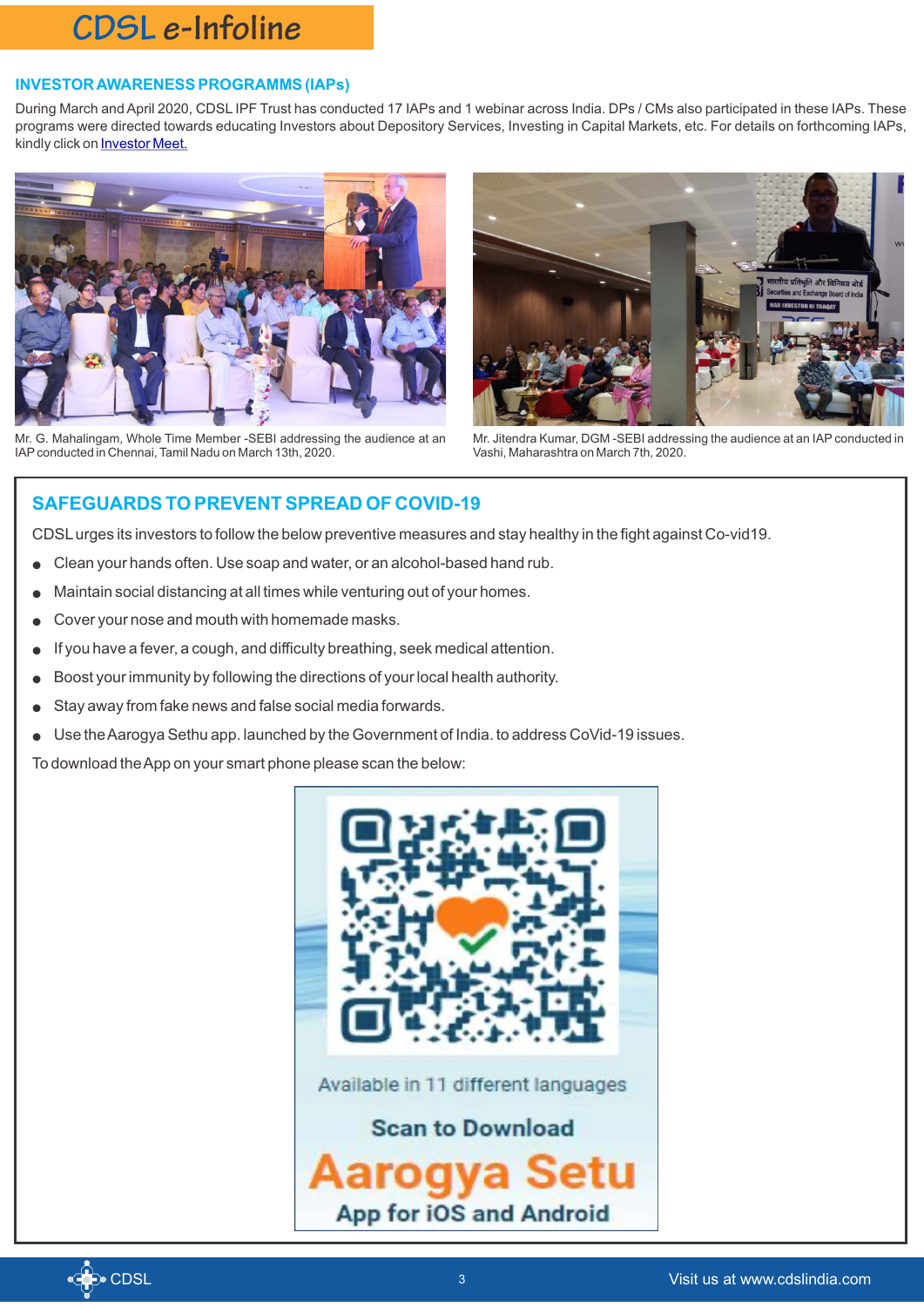## INVESTOR AWARENESS PROGRAMMS (IAPs)

During March and April 2020, CDSL IPF Trust has conducted 17 IAPs and 1 webinar across India. DPs / CMs also participated in these IAPs. These programs were directed towards educating Investors about Depository Services, Investing in Capital Markets, etc. For details on forthcoming IAPs, kindly click on Investor Meet.

Mr. G. Mahalingam, Whole Time Member -SEBI addressing the audience at an IAP conducted in Chennai, Tamil Nadu on March 13th, 2020.

Mr. Jitendra Kumar, DGM -SEBI addressing the audience at an IAP conducted in Vashi, Maharashtra on March 7th, 2020.

## SAFEGUARDS TO PREVENT SPREAD OF COVID-19

CDSL urges its investors to follow the below preventive measures and stay healthy in the fight against Co-vid19.

- Clean your hands often. Use soap and water, or an alcohol-based hand rub.
- Maintain social distancing at all times while venturing out of your homes.
- Cover your nose and mouth with homemade masks.
- If you have a fever, a cough, and difficulty breathing, seek medical attention.
- Boost your immunity by following the directions of your local health authority.
- Stay away from fake news and false social media forwards.
- Use the Aarogya Sethu app. launched by the Government of India. to address CoVid-19 issues.

To download the App on your smart phone please scan the below:

Available in 11 different languages

Scan to Download

Aarogya Setu

App for iOS and Android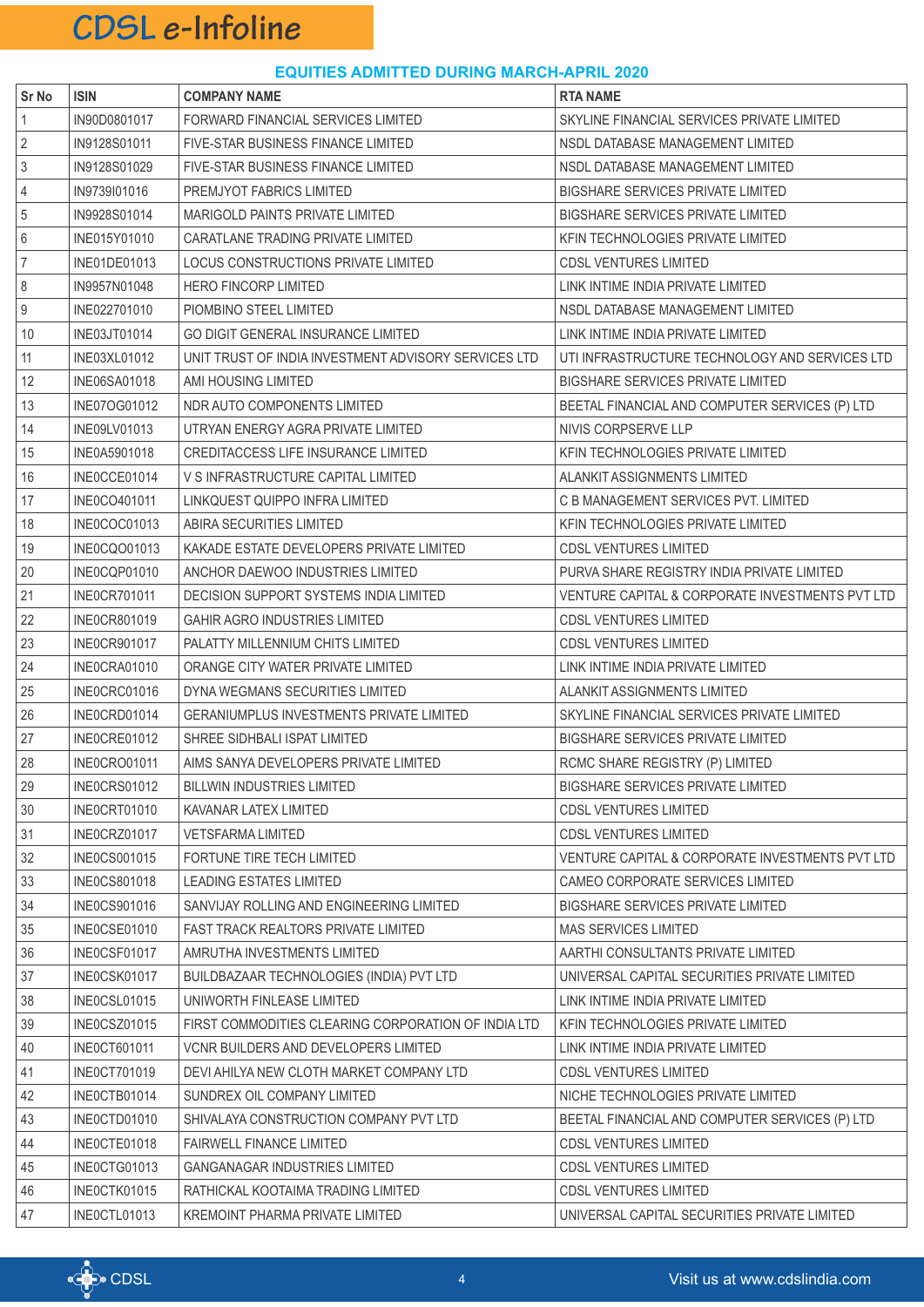## EQUITIES ADMITTED DURING MARCH-APRIL 2020

| Sr No | ISIN | COMPANY NAME | RTA NAME |
|---|---|---|---|
| 1 | IN90D0801017 | FORWARD FINANCIAL SERVICES LIMITED | SKYLINE FINANCIAL SERVICES PRIVATE LIMITED |
| 2 | IN9128S01011 | FIVE-STAR BUSINESS FINANCE LIMITED | NSDL DATABASE MANAGEMENT LIMITED |
| 3 | IN9128S01029 | FIVE-STAR BUSINESS FINANCE LIMITED | NSDL DATABASE MANAGEMENT LIMITED |
| 4 | IN9739I01016 | PREMJYOT FABRICS LIMITED | BIGSHARE SERVICES PRIVATE LIMITED |
| 5 | IN9928S01014 | MARIGOLD PAINTS PRIVATE LIMITED | BIGSHARE SERVICES PRIVATE LIMITED |
| 6 | INE015Y01010 | CARATLANE TRADING PRIVATE LIMITED | KFIN TECHNOLOGIES PRIVATE LIMITED |
| 7 | INE01DE01013 | LOCUS CONSTRUCTIONS PRIVATE LIMITED | CDSL VENTURES LIMITED |
| 8 | IN9957N01048 | HERO FINCORP LIMITED | LINK INTIME INDIA PRIVATE LIMITED |
| 9 | INE022701010 | PIOMBINO STEEL LIMITED | NSDL DATABASE MANAGEMENT LIMITED |
| 10 | INE03JT01014 | GO DIGIT GENERAL INSURANCE LIMITED | LINK INTIME INDIA PRIVATE LIMITED |
| 11 | INE03XL01012 | UNIT TRUST OF INDIA INVESTMENT ADVISORY SERVICES LTD | UTI INFRASTRUCTURE TECHNOLOGY AND SERVICES LTD |
| 12 | INE06SA01018 | AMI HOUSING LIMITED | BIGSHARE SERVICES PRIVATE LIMITED |
| 13 | INE07OG01012 | NDR AUTO COMPONENTS LIMITED | BEETAL FINANCIAL AND COMPUTER SERVICES (P) LTD |
| 14 | INE09LV01013 | UTRYAN ENERGY AGRA PRIVATE LIMITED | NIVIS CORPSERVE LLP |
| 15 | INE0A5901018 | CREDITACCESS LIFE INSURANCE LIMITED | KFIN TECHNOLOGIES PRIVATE LIMITED |
| 16 | INE0CCE01014 | V S INFRASTRUCTURE CAPITAL LIMITED | ALANKIT ASSIGNMENTS LIMITED |
| 17 | INE0CO401011 | LINKQUEST QUIPPO INFRA LIMITED | C B MANAGEMENT SERVICES PVT. LIMITED |
| 18 | INE0COC01013 | ABIRA SECURITIES LIMITED | KFIN TECHNOLOGIES PRIVATE LIMITED |
| 19 | INE0CQO01013 | KAKADE ESTATE DEVELOPERS PRIVATE LIMITED | CDSL VENTURES LIMITED |
| 20 | INE0CQP01010 | ANCHOR DAEWOO INDUSTRIES LIMITED | PURVA SHARE REGISTRY INDIA PRIVATE LIMITED |
| 21 | INE0CR701011 | DECISION SUPPORT SYSTEMS INDIA LIMITED | VENTURE CAPITAL & CORPORATE INVESTMENTS PVT LTD |
| 22 | INE0CR801019 | GAHIR AGRO INDUSTRIES LIMITED | CDSL VENTURES LIMITED |
| 23 | INE0CR901017 | PALATTY MILLENNIUM CHITS LIMITED | CDSL VENTURES LIMITED |
| 24 | INE0CRA01010 | ORANGE CITY WATER PRIVATE LIMITED | LINK INTIME INDIA PRIVATE LIMITED |
| 25 | INE0CRC01016 | DYNA WEGMANS SECURITIES LIMITED | ALANKIT ASSIGNMENTS LIMITED |
| 26 | INE0CRD01014 | GERANIUMPLUS INVESTMENTS PRIVATE LIMITED | SKYLINE FINANCIAL SERVICES PRIVATE LIMITED |
| 27 | INE0CRE01012 | SHREE SIDHBALI ISPAT LIMITED | BIGSHARE SERVICES PRIVATE LIMITED |
| 28 | INE0CRO01011 | AIMS SANYA DEVELOPERS PRIVATE LIMITED | RCMC SHARE REGISTRY (P) LIMITED |
| 29 | INE0CRS01012 | BILLWIN INDUSTRIES LIMITED | BIGSHARE SERVICES PRIVATE LIMITED |
| 30 | INE0CRT01010 | KAVANAR LATEX LIMITED | CDSL VENTURES LIMITED |
| 31 | INE0CRZ01017 | VETSFARMA LIMITED | CDSL VENTURES LIMITED |
| 32 | INE0CS001015 | FORTUNE TIRE TECH LIMITED | VENTURE CAPITAL & CORPORATE INVESTMENTS PVT LTD |
| 33 | INE0CS801018 | LEADING ESTATES LIMITED | CAMEO CORPORATE SERVICES LIMITED |
| 34 | INE0CS901016 | SANVIJAY ROLLING AND ENGINEERING LIMITED | BIGSHARE SERVICES PRIVATE LIMITED |
| 35 | INE0CSE01010 | FAST TRACK REALTORS PRIVATE LIMITED | MAS SERVICES LIMITED |
| 36 | INE0CSF01017 | AMRUTHA INVESTMENTS LIMITED | AARTHI CONSULTANTS PRIVATE LIMITED |
| 37 | INE0CSK01017 | BUILDBAZAAR TECHNOLOGIES (INDIA) PVT LTD | UNIVERSAL CAPITAL SECURITIES PRIVATE LIMITED |
| 38 | INE0CSL01015 | UNIWORTH FINLEASE LIMITED | LINK INTIME INDIA PRIVATE LIMITED |
| 39 | INE0CSZ01015 | FIRST COMMODITIES CLEARING CORPORATION OF INDIA LTD | KFIN TECHNOLOGIES PRIVATE LIMITED |
| 40 | INE0CT601011 | VCNR BUILDERS AND DEVELOPERS LIMITED | LINK INTIME INDIA PRIVATE LIMITED |
| 41 | INE0CT701019 | DEVI AHILYA NEW CLOTH MARKET COMPANY LTD | CDSL VENTURES LIMITED |
| 42 | INE0CTB01014 | SUNDREX OIL COMPANY LIMITED | NICHE TECHNOLOGIES PRIVATE LIMITED |
| 43 | INE0CTD01010 | SHIVALAYA CONSTRUCTION COMPANY PVT LTD | BEETAL FINANCIAL AND COMPUTER SERVICES (P) LTD |
| 44 | INE0CTE01018 | FAIRWELL FINANCE LIMITED | CDSL VENTURES LIMITED |
| 45 | INE0CTG01013 | GANGANAGAR INDUSTRIES LIMITED | CDSL VENTURES LIMITED |
| 46 | INE0CTK01015 | RATHICKAL KOOTAIMA TRADING LIMITED | CDSL VENTURES LIMITED |
| 47 | INE0CTL01013 | KREMOINT PHARMA PRIVATE LIMITED | UNIVERSAL CAPITAL SECURITIES PRIVATE LIMITED |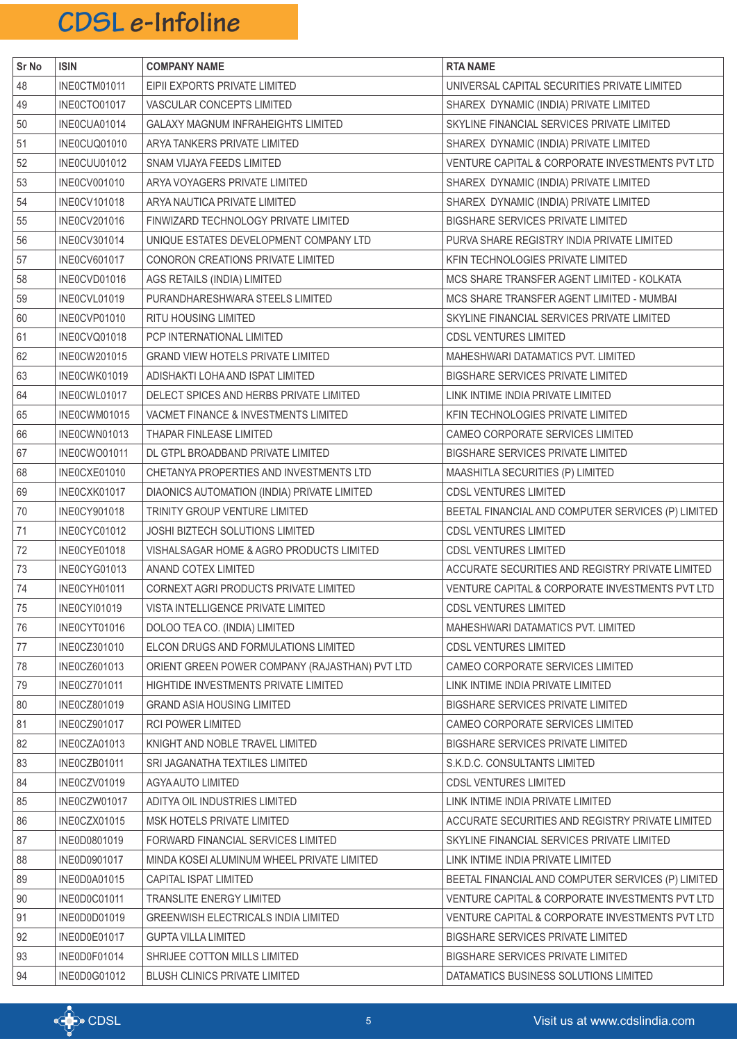| Sr No | ISIN | COMPANY NAME | RTA NAME |
|---|---|---|---|
| 48 | INE0CTM01011 | EIPII EXPORTS PRIVATE LIMITED | UNIVERSAL CAPITAL SECURITIES PRIVATE LIMITED |
| 49 | INE0CTO01017 | VASCULAR CONCEPTS LIMITED | SHAREX DYNAMIC (INDIA) PRIVATE LIMITED |
| 50 | INE0CUA01014 | GALAXY MAGNUM INFRAHEIGHTS LIMITED | SKYLINE FINANCIAL SERVICES PRIVATE LIMITED |
| 51 | INE0CUQ01010 | ARYA TANKERS PRIVATE LIMITED | SHAREX DYNAMIC (INDIA) PRIVATE LIMITED |
| 52 | INE0CUU01012 | SNAM VIJAYA FEEDS LIMITED | VENTURE CAPITAL & CORPORATE INVESTMENTS PVT LTD |
| 53 | INE0CV001010 | ARYA VOYAGERS PRIVATE LIMITED | SHAREX DYNAMIC (INDIA) PRIVATE LIMITED |
| 54 | INE0CV101018 | ARYA NAUTICA PRIVATE LIMITED | SHAREX DYNAMIC (INDIA) PRIVATE LIMITED |
| 55 | INE0CV201016 | FINWIZARD TECHNOLOGY PRIVATE LIMITED | BIGSHARE SERVICES PRIVATE LIMITED |
| 56 | INE0CV301014 | UNIQUE ESTATES DEVELOPMENT COMPANY LTD | PURVA SHARE REGISTRY INDIA PRIVATE LIMITED |
| 57 | INE0CV601017 | CONORON CREATIONS PRIVATE LIMITED | KFIN TECHNOLOGIES PRIVATE LIMITED |
| 58 | INE0CVD01016 | AGS RETAILS (INDIA) LIMITED | MCS SHARE TRANSFER AGENT LIMITED - KOLKATA |
| 59 | INE0CVL01019 | PURANDHARESHWARA STEELS LIMITED | MCS SHARE TRANSFER AGENT LIMITED - MUMBAI |
| 60 | INE0CVP01010 | RITU HOUSING LIMITED | SKYLINE FINANCIAL SERVICES PRIVATE LIMITED |
| 61 | INE0CVQ01018 | PCP INTERNATIONAL LIMITED | CDSL VENTURES LIMITED |
| 62 | INE0CW201015 | GRAND VIEW HOTELS PRIVATE LIMITED | MAHESHWARI DATAMATICS PVT. LIMITED |
| 63 | INE0CWK01019 | ADISHAKTI LOHA AND ISPAT LIMITED | BIGSHARE SERVICES PRIVATE LIMITED |
| 64 | INE0CWL01017 | DELECT SPICES AND HERBS PRIVATE LIMITED | LINK INTIME INDIA PRIVATE LIMITED |
| 65 | INE0CWM01015 | VACMET FINANCE & INVESTMENTS LIMITED | KFIN TECHNOLOGIES PRIVATE LIMITED |
| 66 | INE0CWN01013 | THAPAR FINLEASE LIMITED | CAMEO CORPORATE SERVICES LIMITED |
| 67 | INE0CWO01011 | DL GTPL BROADBAND PRIVATE LIMITED | BIGSHARE SERVICES PRIVATE LIMITED |
| 68 | INE0CXE01010 | CHETANYA PROPERTIES AND INVESTMENTS LTD | MAASHITLA SECURITIES (P) LIMITED |
| 69 | INE0CXK01017 | DIAONICS AUTOMATION (INDIA) PRIVATE LIMITED | CDSL VENTURES LIMITED |
| 70 | INE0CY901018 | TRINITY GROUP VENTURE LIMITED | BEETAL FINANCIAL AND COMPUTER SERVICES (P) LIMITED |
| 71 | INE0CYC01012 | JOSHI BIZTECH SOLUTIONS LIMITED | CDSL VENTURES LIMITED |
| 72 | INE0CYE01018 | VISHALSAGAR HOME & AGRO PRODUCTS LIMITED | CDSL VENTURES LIMITED |
| 73 | INE0CYG01013 | ANAND COTEX LIMITED | ACCURATE SECURITIES AND REGISTRY PRIVATE LIMITED |
| 74 | INE0CYH01011 | CORNEXT AGRI PRODUCTS PRIVATE LIMITED | VENTURE CAPITAL & CORPORATE INVESTMENTS PVT LTD |
| 75 | INE0CYI01019 | VISTA INTELLIGENCE PRIVATE LIMITED | CDSL VENTURES LIMITED |
| 76 | INE0CYT01016 | DOLOO TEA CO. (INDIA) LIMITED | MAHESHWARI DATAMATICS PVT. LIMITED |
| 77 | INE0CZ301010 | ELCON DRUGS AND FORMULATIONS LIMITED | CDSL VENTURES LIMITED |
| 78 | INE0CZ601013 | ORIENT GREEN POWER COMPANY (RAJASTHAN) PVT LTD | CAMEO CORPORATE SERVICES LIMITED |
| 79 | INE0CZ701011 | HIGHTIDE INVESTMENTS PRIVATE LIMITED | LINK INTIME INDIA PRIVATE LIMITED |
| 80 | INE0CZ801019 | GRAND ASIA HOUSING LIMITED | BIGSHARE SERVICES PRIVATE LIMITED |
| 81 | INE0CZ901017 | RCI POWER LIMITED | CAMEO CORPORATE SERVICES LIMITED |
| 82 | INE0CZA01013 | KNIGHT AND NOBLE TRAVEL LIMITED | BIGSHARE SERVICES PRIVATE LIMITED |
| 83 | INE0CZB01011 | SRI JAGANATHA TEXTILES LIMITED | S.K.D.C. CONSULTANTS LIMITED |
| 84 | INE0CZV01019 | AGYA AUTO LIMITED | CDSL VENTURES LIMITED |
| 85 | INE0CZW01017 | ADITYA OIL INDUSTRIES LIMITED | LINK INTIME INDIA PRIVATE LIMITED |
| 86 | INE0CZX01015 | MSK HOTELS PRIVATE LIMITED | ACCURATE SECURITIES AND REGISTRY PRIVATE LIMITED |
| 87 | INE0D0801019 | FORWARD FINANCIAL SERVICES LIMITED | SKYLINE FINANCIAL SERVICES PRIVATE LIMITED |
| 88 | INE0D0901017 | MINDA KOSEI ALUMINUM WHEEL PRIVATE LIMITED | LINK INTIME INDIA PRIVATE LIMITED |
| 89 | INE0D0A01015 | CAPITAL ISPAT LIMITED | BEETAL FINANCIAL AND COMPUTER SERVICES (P) LIMITED |
| 90 | INE0D0C01011 | TRANSLITE ENERGY LIMITED | VENTURE CAPITAL & CORPORATE INVESTMENTS PVT LTD |
| 91 | INE0D0D01019 | GREENWISH ELECTRICALS INDIA LIMITED | VENTURE CAPITAL & CORPORATE INVESTMENTS PVT LTD |
| 92 | INE0D0E01017 | GUPTA VILLA LIMITED | BIGSHARE SERVICES PRIVATE LIMITED |
| 93 | INE0D0F01014 | SHRIJEE COTTON MILLS LIMITED | BIGSHARE SERVICES PRIVATE LIMITED |
| 94 | INE0D0G01012 | BLUSH CLINICS PRIVATE LIMITED | DATAMATICS BUSINESS SOLUTIONS LIMITED |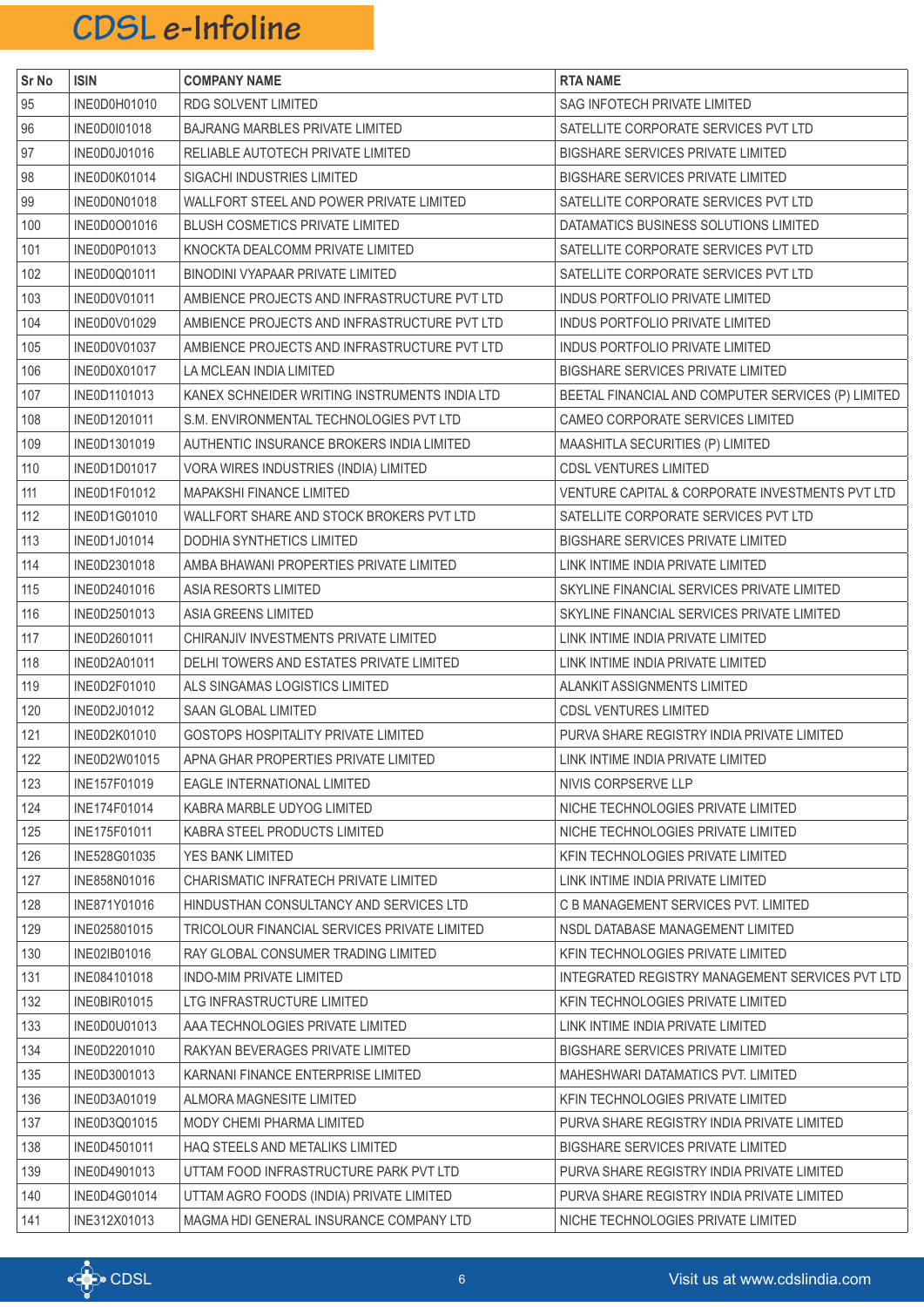| Sr No | ISIN | COMPANY NAME | RTA NAME |
|---|---|---|---|
| 95 | INE0D0H01010 | RDG SOLVENT LIMITED | SAG INFOTECH PRIVATE LIMITED |
| 96 | INE0D0I01018 | BAJRANG MARBLES PRIVATE LIMITED | SATELLITE CORPORATE SERVICES PVT LTD |
| 97 | INE0D0J01016 | RELIABLE AUTOTECH PRIVATE LIMITED | BIGSHARE SERVICES PRIVATE LIMITED |
| 98 | INE0D0K01014 | SIGACHI INDUSTRIES LIMITED | BIGSHARE SERVICES PRIVATE LIMITED |
| 99 | INE0D0N01018 | WALLFORT STEEL AND POWER PRIVATE LIMITED | SATELLITE CORPORATE SERVICES PVT LTD |
| 100 | INE0D0O01016 | BLUSH COSMETICS PRIVATE LIMITED | DATAMATICS BUSINESS SOLUTIONS LIMITED |
| 101 | INE0D0P01013 | KNOCKTA DEALCOMM PRIVATE LIMITED | SATELLITE CORPORATE SERVICES PVT LTD |
| 102 | INE0D0Q01011 | BINODINI VYAPAAR PRIVATE LIMITED | SATELLITE CORPORATE SERVICES PVT LTD |
| 103 | INE0D0V01011 | AMBIENCE PROJECTS AND INFRASTRUCTURE PVT LTD | INDUS PORTFOLIO PRIVATE LIMITED |
| 104 | INE0D0V01029 | AMBIENCE PROJECTS AND INFRASTRUCTURE PVT LTD | INDUS PORTFOLIO PRIVATE LIMITED |
| 105 | INE0D0V01037 | AMBIENCE PROJECTS AND INFRASTRUCTURE PVT LTD | INDUS PORTFOLIO PRIVATE LIMITED |
| 106 | INE0D0X01017 | LA MCLEAN INDIA LIMITED | BIGSHARE SERVICES PRIVATE LIMITED |
| 107 | INE0D1101013 | KANEX SCHNEIDER WRITING INSTRUMENTS INDIA LTD | BEETAL FINANCIAL AND COMPUTER SERVICES (P) LIMITED |
| 108 | INE0D1201011 | S.M. ENVIRONMENTAL TECHNOLOGIES PVT LTD | CAMEO CORPORATE SERVICES LIMITED |
| 109 | INE0D1301019 | AUTHENTIC INSURANCE BROKERS INDIA LIMITED | MAASHITLA SECURITIES (P) LIMITED |
| 110 | INE0D1D01017 | VORA WIRES INDUSTRIES (INDIA) LIMITED | CDSL VENTURES LIMITED |
| 111 | INE0D1F01012 | MAPAKSHI FINANCE LIMITED | VENTURE CAPITAL & CORPORATE INVESTMENTS PVT LTD |
| 112 | INE0D1G01010 | WALLFORT SHARE AND STOCK BROKERS PVT LTD | SATELLITE CORPORATE SERVICES PVT LTD |
| 113 | INE0D1J01014 | DODHIA SYNTHETICS LIMITED | BIGSHARE SERVICES PRIVATE LIMITED |
| 114 | INE0D2301018 | AMBA BHAWANI PROPERTIES PRIVATE LIMITED | LINK INTIME INDIA PRIVATE LIMITED |
| 115 | INE0D2401016 | ASIA RESORTS LIMITED | SKYLINE FINANCIAL SERVICES PRIVATE LIMITED |
| 116 | INE0D2501013 | ASIA GREENS LIMITED | SKYLINE FINANCIAL SERVICES PRIVATE LIMITED |
| 117 | INE0D2601011 | CHIRANJIV INVESTMENTS PRIVATE LIMITED | LINK INTIME INDIA PRIVATE LIMITED |
| 118 | INE0D2A01011 | DELHI TOWERS AND ESTATES PRIVATE LIMITED | LINK INTIME INDIA PRIVATE LIMITED |
| 119 | INE0D2F01010 | ALS SINGAMAS LOGISTICS LIMITED | ALANKIT ASSIGNMENTS LIMITED |
| 120 | INE0D2J01012 | SAAN GLOBAL LIMITED | CDSL VENTURES LIMITED |
| 121 | INE0D2K01010 | GOSTOPS HOSPITALITY PRIVATE LIMITED | PURVA SHARE REGISTRY INDIA PRIVATE LIMITED |
| 122 | INE0D2W01015 | APNA GHAR PROPERTIES PRIVATE LIMITED | LINK INTIME INDIA PRIVATE LIMITED |
| 123 | INE157F01019 | EAGLE INTERNATIONAL LIMITED | NIVIS CORPSERVE LLP |
| 124 | INE174F01014 | KABRA MARBLE UDYOG LIMITED | NICHE TECHNOLOGIES PRIVATE LIMITED |
| 125 | INE175F01011 | KABRA STEEL PRODUCTS LIMITED | NICHE TECHNOLOGIES PRIVATE LIMITED |
| 126 | INE528G01035 | YES BANK LIMITED | KFIN TECHNOLOGIES PRIVATE LIMITED |
| 127 | INE858N01016 | CHARISMATIC INFRATECH PRIVATE LIMITED | LINK INTIME INDIA PRIVATE LIMITED |
| 128 | INE871Y01016 | HINDUSTHAN CONSULTANCY AND SERVICES LTD | C B MANAGEMENT SERVICES PVT. LIMITED |
| 129 | INE025801015 | TRICOLOUR FINANCIAL SERVICES PRIVATE LIMITED | NSDL DATABASE MANAGEMENT LIMITED |
| 130 | INE02IB01016 | RAY GLOBAL CONSUMER TRADING LIMITED | KFIN TECHNOLOGIES PRIVATE LIMITED |
| 131 | INE084101018 | INDO-MIM PRIVATE LIMITED | INTEGRATED REGISTRY MANAGEMENT SERVICES PVT LTD |
| 132 | INE0BIR01015 | LTG INFRASTRUCTURE LIMITED | KFIN TECHNOLOGIES PRIVATE LIMITED |
| 133 | INE0D0U01013 | AAA TECHNOLOGIES PRIVATE LIMITED | LINK INTIME INDIA PRIVATE LIMITED |
| 134 | INE0D2201010 | RAKYAN BEVERAGES PRIVATE LIMITED | BIGSHARE SERVICES PRIVATE LIMITED |
| 135 | INE0D3001013 | KARNANI FINANCE ENTERPRISE LIMITED | MAHESHWARI DATAMATICS PVT. LIMITED |
| 136 | INE0D3A01019 | ALMORA MAGNESITE LIMITED | KFIN TECHNOLOGIES PRIVATE LIMITED |
| 137 | INE0D3Q01015 | MODY CHEMI PHARMA LIMITED | PURVA SHARE REGISTRY INDIA PRIVATE LIMITED |
| 138 | INE0D4501011 | HAQ STEELS AND METALIKS LIMITED | BIGSHARE SERVICES PRIVATE LIMITED |
| 139 | INE0D4901013 | UTTAM FOOD INFRASTRUCTURE PARK PVT LTD | PURVA SHARE REGISTRY INDIA PRIVATE LIMITED |
| 140 | INE0D4G01014 | UTTAM AGRO FOODS (INDIA) PRIVATE LIMITED | PURVA SHARE REGISTRY INDIA PRIVATE LIMITED |
| 141 | INE312X01013 | MAGMA HDI GENERAL INSURANCE COMPANY LTD | NICHE TECHNOLOGIES PRIVATE LIMITED |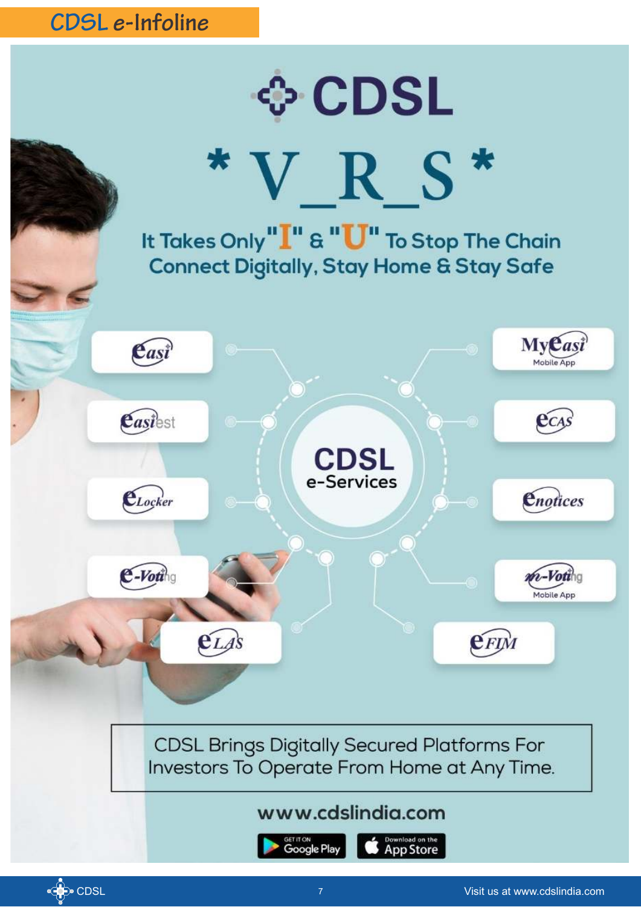# CDSL

# * V_R_S *

It Takes Only "I" & "U" To Stop The Chain
Connect Digitally, Stay Home & Stay Safe

CDSL e-Services

- Easi
- Easiest
- eLocker
- e-Voting
- eLAS
- MyEasi Mobile App
- eCAS
- enotices
- m-Voting Mobile App
- eFIM

CDSL Brings Digitally Secured Platforms For Investors To Operate From Home at Any Time.

www.cdslindia.com

GET IT ON Google Play

Download on the App Store